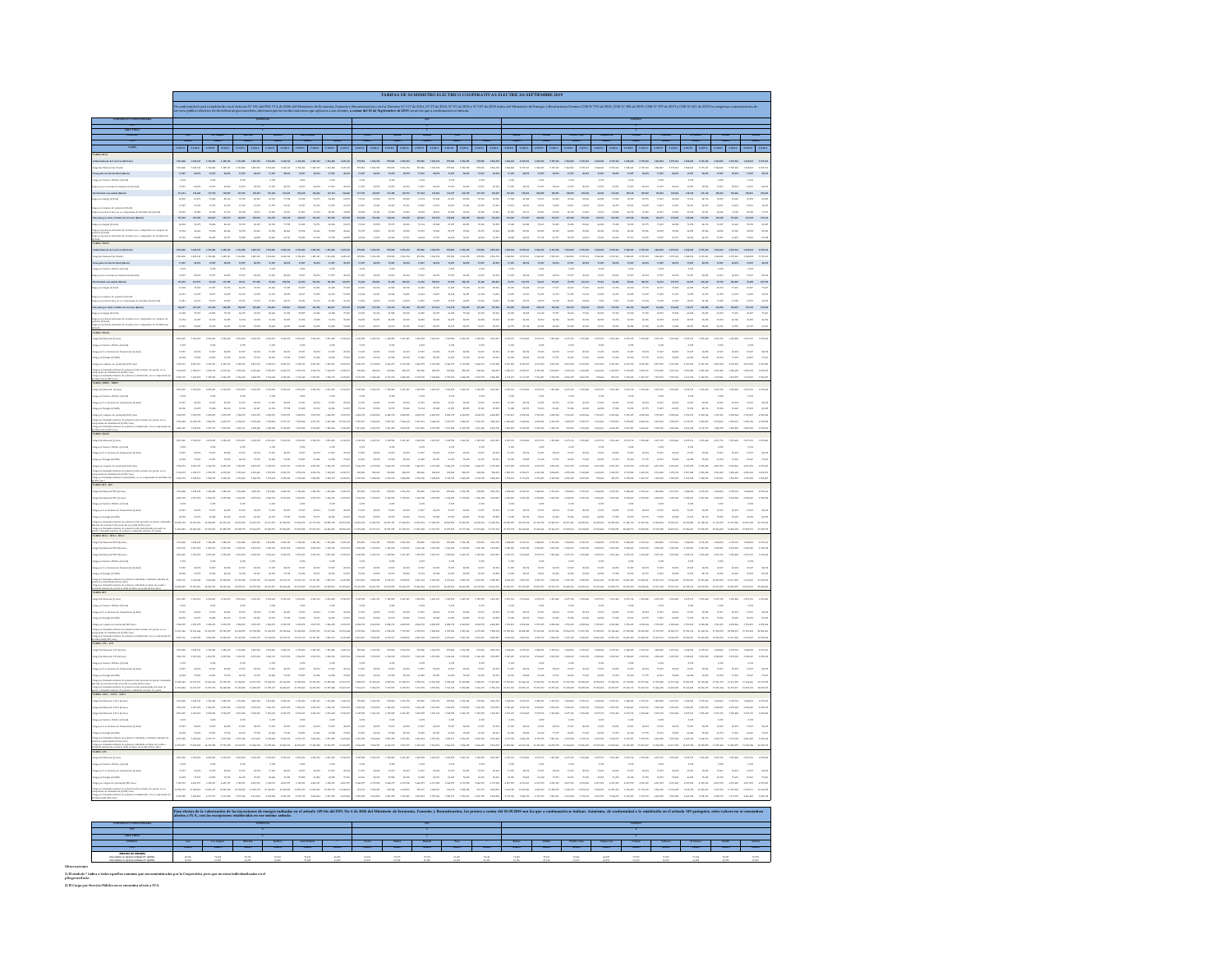# TARIFAS DE SUMINISTRO ELECTRICO COOPERATIVAS ELECTRICAS SEPTIEMBRE 2019

Observaciones

1) El sector * indica a todas aquellas comunas que son suministradas por la Cooperativa pero que no están individualizadas en el pliego tarifario

2) El Cargo por Servicio Público no se encuentra afecto a IVA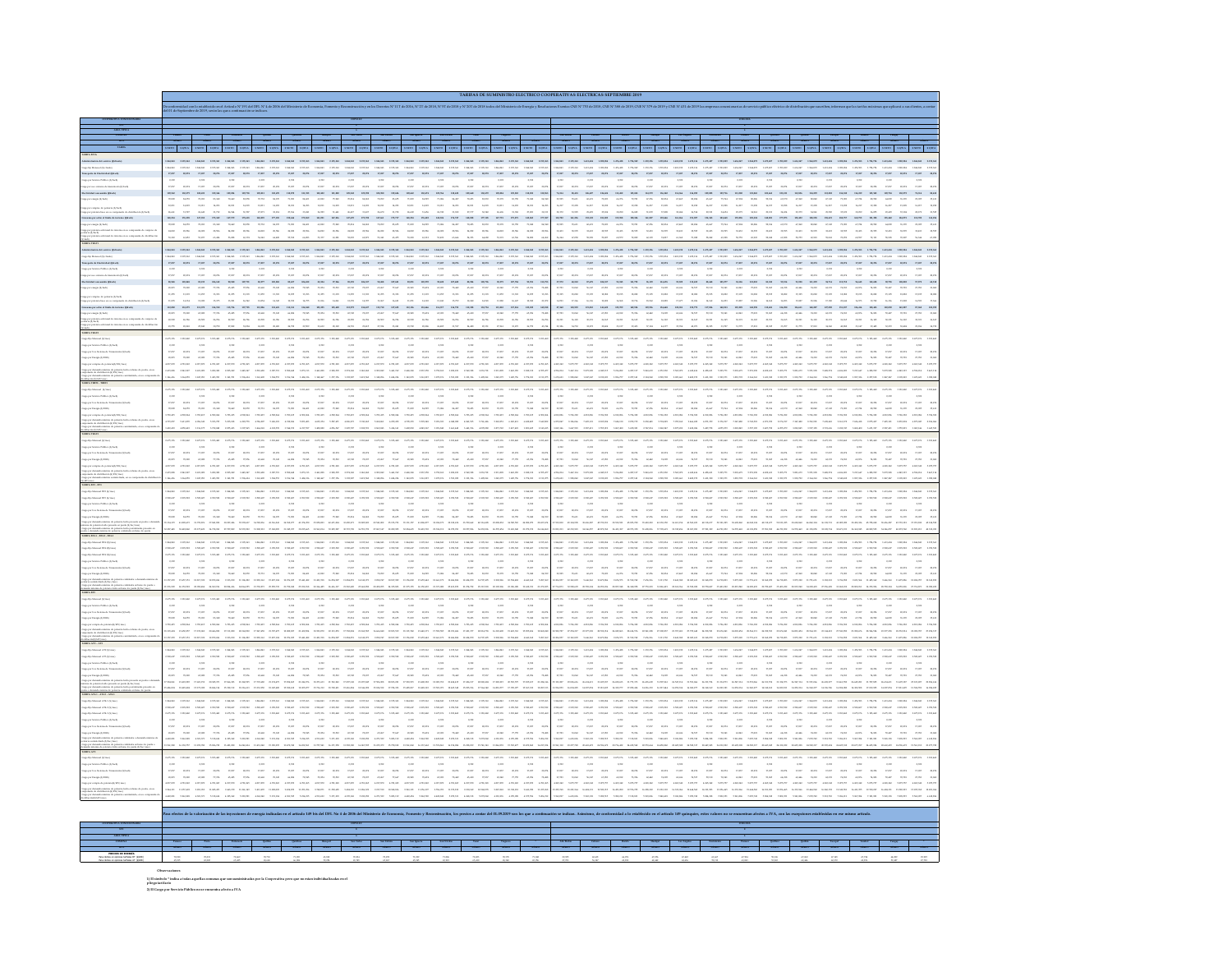# TARIFAS DE SUMINISTRO ELECTRICO COOPERATIVAS ELECTRICAS SEPTIEMBRE 2019

**Observaciones**

1) El símbolo * indica a todas aquellas comunas que son suministradas por la Cooperativa pero que no están individualizadas en el pliego tarifario

2) El Cargo por Servicio Público se encuentra afecto a IVA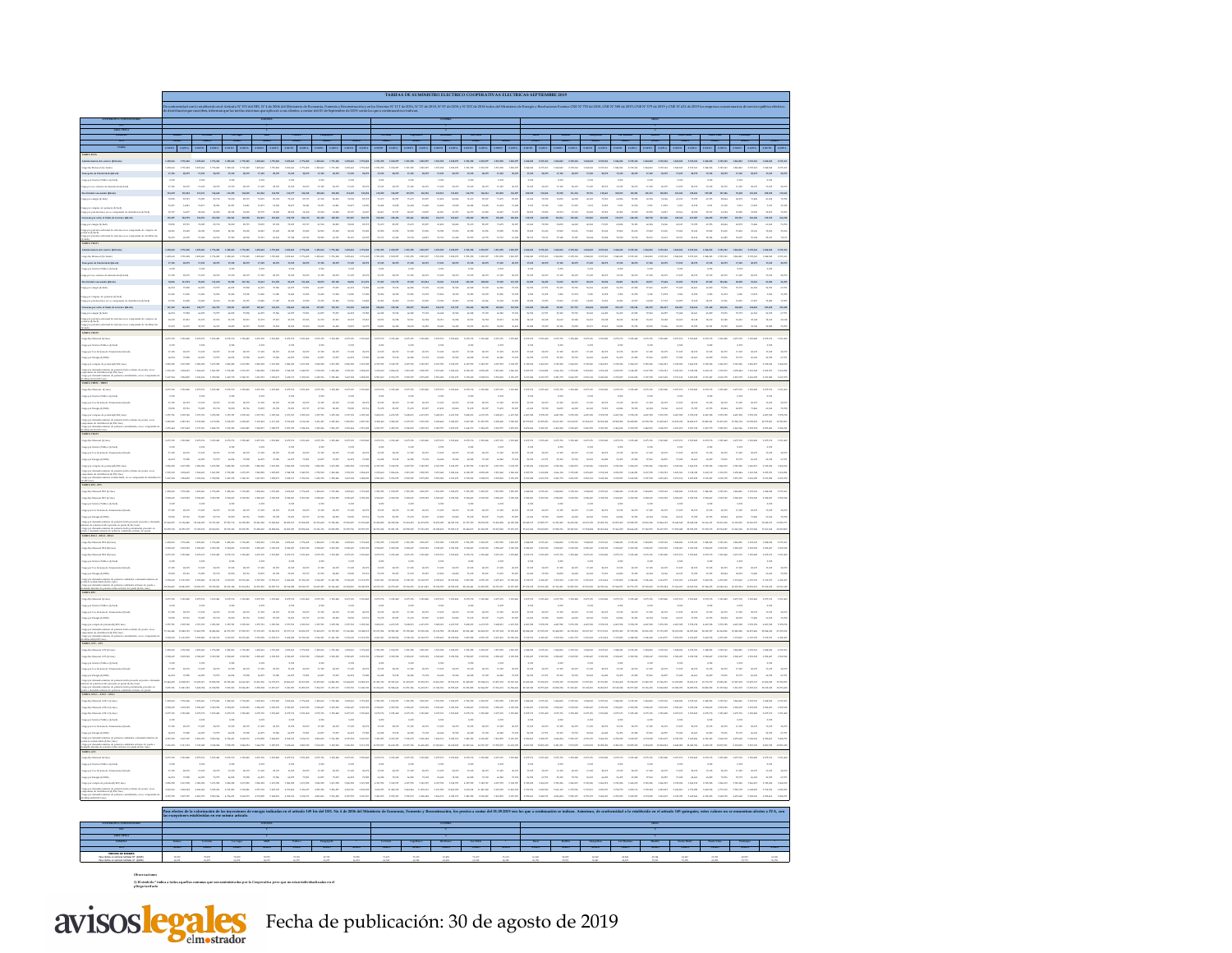# TARIFAS DE SUMINISTRO ELECTRICO COOPERATIVAS ELECTRICAS SEPTIEMBRE 2019

**Observaciones**

Fecha de publicación: 30 de agosto de 2019